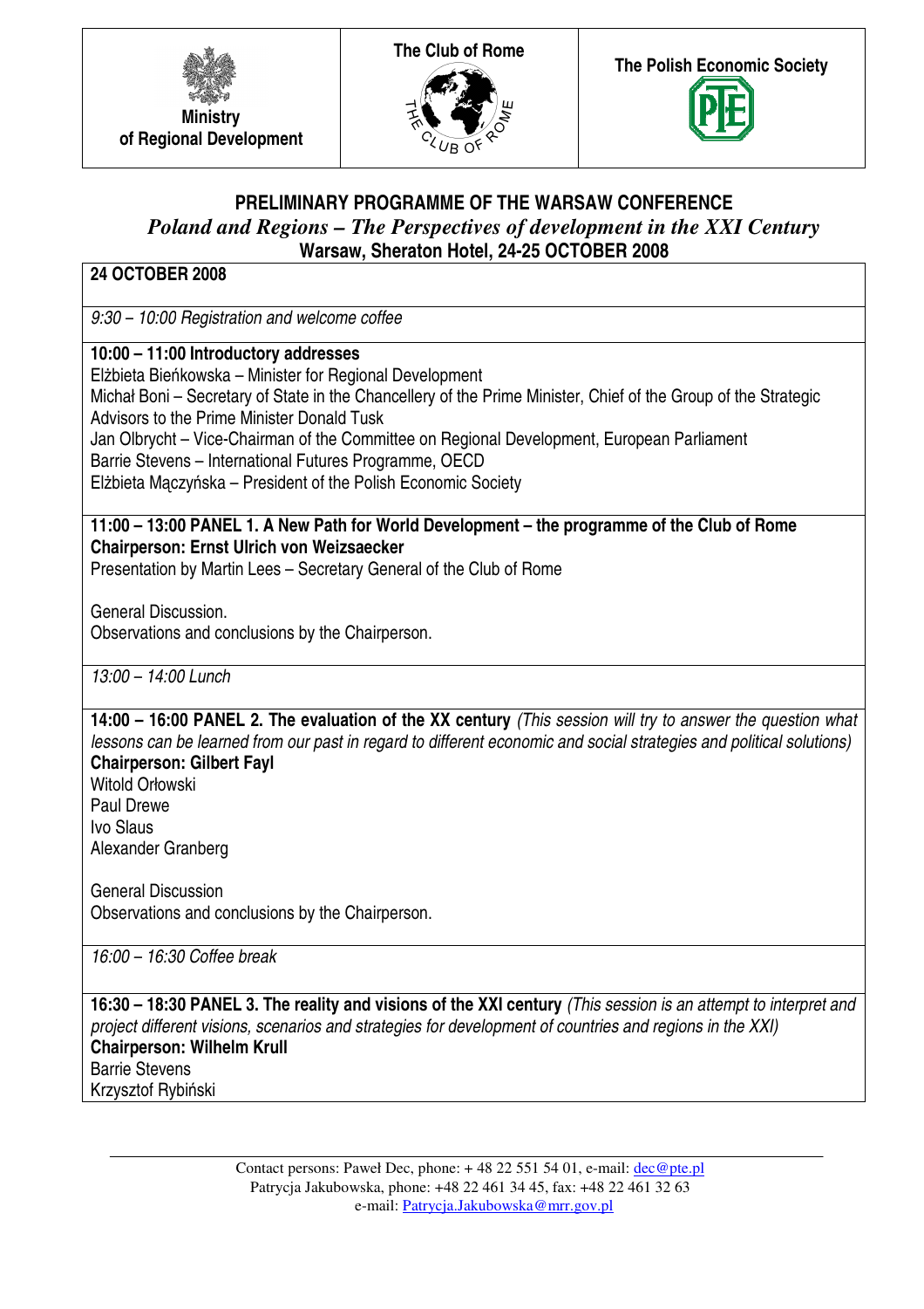| Ministry of Regional Development | The Club of Rome | The Polish Economic Society |
|---|---|---|

# PRELIMINARY PROGRAMME OF THE WARSAW CONFERENCE

## *Poland and Regions – The Perspectives of development in the XXI Century*

**Warsaw, Sheraton Hotel, 24-25 OCTOBER 2008**

**24 OCTOBER 2008**

*9:30 – 10:00 Registration and welcome coffee*

**10:00 – 11:00 Introductory addresses**

Elżbieta Bieńkowska – Minister for Regional Development
Michał Boni – Secretary of State in the Chancellery of the Prime Minister, Chief of the Group of the Strategic Advisors to the Prime Minister Donald Tusk
Jan Olbrycht – Vice-Chairman of the Committee on Regional Development, European Parliament
Barrie Stevens – International Futures Programme, OECD
Elżbieta Mączyńska – President of the Polish Economic Society

**11:00 – 13:00 PANEL 1. A New Path for World Development – the programme of the Club of Rome**
**Chairperson: Ernst Ulrich von Weizsaecker**
Presentation by Martin Lees – Secretary General of the Club of Rome

General Discussion.
Observations and conclusions by the Chairperson.

*13:00 – 14:00 Lunch*

**14:00 – 16:00 PANEL 2. The evaluation of the XX century** *(This session will try to answer the question what lessons can be learned from our past in regard to different economic and social strategies and political solutions)*
**Chairperson: Gilbert Fayl**
Witold Orłowski
Paul Drewe
Ivo Slaus
Alexander Granberg

General Discussion
Observations and conclusions by the Chairperson.

*16:00 – 16:30 Coffee break*

**16:30 – 18:30 PANEL 3. The reality and visions of the XXI century** *(This session is an attempt to interpret and project different visions, scenarios and strategies for development of countries and regions in the XXI)*
**Chairperson: Wilhelm Krull**
Barrie Stevens
Krzysztof Rybiński

---

Contact persons: Paweł Dec, phone: + 48 22 551 54 01, e-mail: dec@pte.pl
Patrycja Jakubowska, phone: +48 22 461 34 45, fax: +48 22 461 32 63
e-mail: Patrycja.Jakubowska@mrr.gov.pl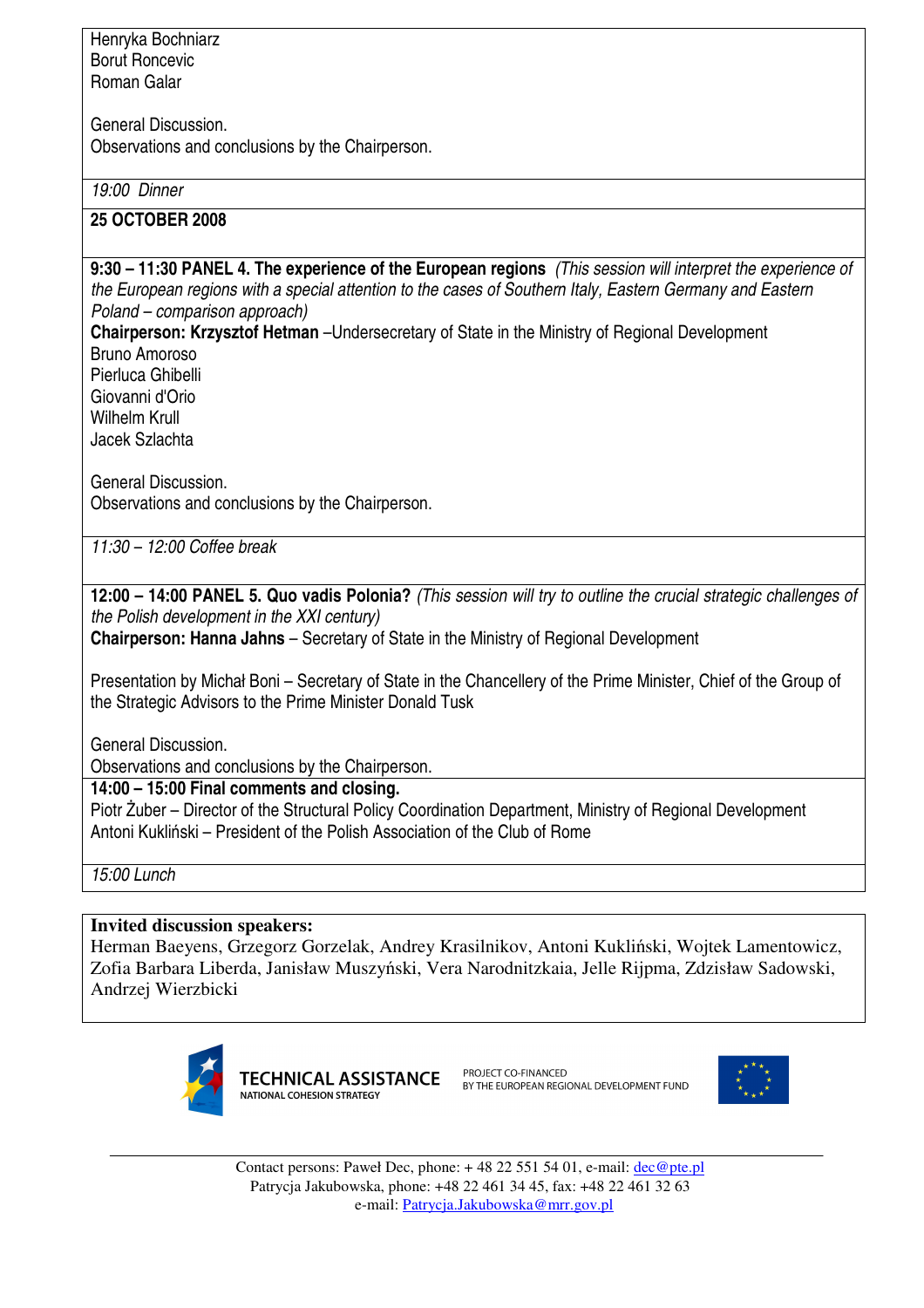Henryka Bochniarz
Borut Roncevic
Roman Galar

General Discussion.
Observations and conclusions by the Chairperson.

*19:00 Dinner*

**25 OCTOBER 2008**

**9:30 – 11:30 PANEL 4. The experience of the European regions** *(This session will interpret the experience of the European regions with a special attention to the cases of Southern Italy, Eastern Germany and Eastern Poland – comparison approach)*
**Chairperson: Krzysztof Hetman** –Undersecretary of State in the Ministry of Regional Development
Bruno Amoroso
Pierluca Ghibelli
Giovanni d'Orio
Wilhelm Krull
Jacek Szlachta

General Discussion.
Observations and conclusions by the Chairperson.

*11:30 – 12:00 Coffee break*

**12:00 – 14:00 PANEL 5. Quo vadis Polonia?** *(This session will try to outline the crucial strategic challenges of the Polish development in the XXI century)*
**Chairperson: Hanna Jahns** – Secretary of State in the Ministry of Regional Development

Presentation by Michał Boni – Secretary of State in the Chancellery of the Prime Minister, Chief of the Group of the Strategic Advisors to the Prime Minister Donald Tusk

General Discussion.
Observations and conclusions by the Chairperson.

**14:00 – 15:00 Final comments and closing.**
Piotr Żuber – Director of the Structural Policy Coordination Department, Ministry of Regional Development
Antoni Kukliński – President of the Polish Association of the Club of Rome

*15:00 Lunch*

**Invited discussion speakers:**
Herman Baeyens, Grzegorz Gorzelak, Andrey Krasilnikov, Antoni Kukliński, Wojtek Lamentowicz, Zofia Barbara Liberda, Janisław Muszyński, Vera Narodnitzkaia, Jelle Rijpma, Zdzisław Sadowski, Andrzej Wierzbicki

TECHNICAL ASSISTANCE
NATIONAL COHESION STRATEGY

PROJECT CO-FINANCED
BY THE EUROPEAN REGIONAL DEVELOPMENT FUND

Contact persons: Paweł Dec, phone: + 48 22 551 54 01, e-mail: dec@pte.pl
Patrycja Jakubowska, phone: +48 22 461 34 45, fax: +48 22 461 32 63
e-mail: Patrycja.Jakubowska@mrr.gov.pl